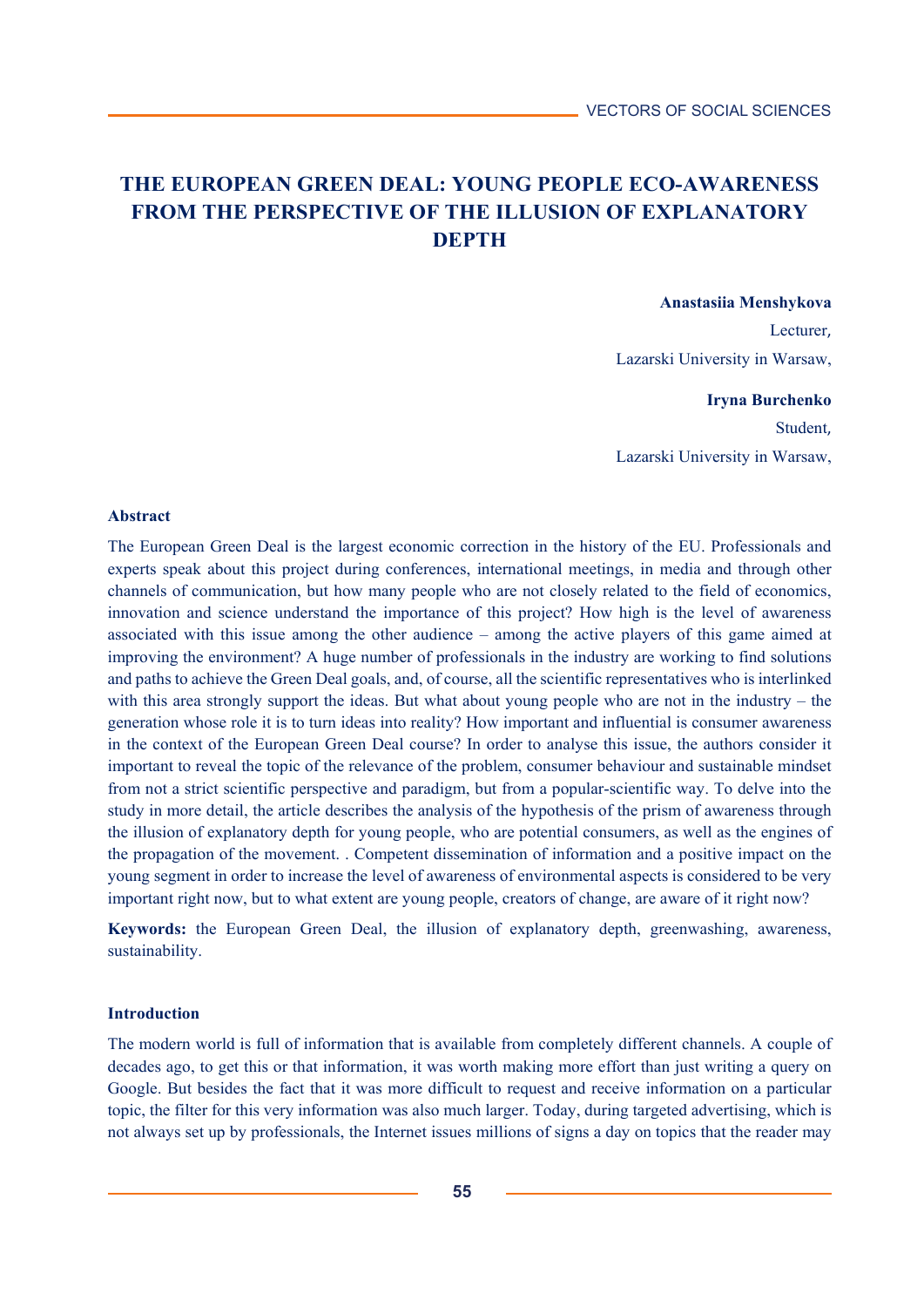# THE EUROPEAN GREEN DEAL: YOUNG PEOPLE ECO-AWARENESS FROM THE PERSPECTIVE OF THE ILLUSION OF EXPLANATORY DEPTH

**Anastasiia Menshykova**

Lecturer,

Lazarski University in Warsaw,

**Iryna Burchenko**

Student,

Lazarski University in Warsaw,

## Abstract

The European Green Deal is the largest economic correction in the history of the EU. Professionals and experts speak about this project during conferences, international meetings, in media and through other channels of communication, but how many people who are not closely related to the field of economics, innovation and science understand the importance of this project? How high is the level of awareness associated with this issue among the other audience – among the active players of this game aimed at improving the environment? A huge number of professionals in the industry are working to find solutions and paths to achieve the Green Deal goals, and, of course, all the scientific representatives who is interlinked with this area strongly support the ideas. But what about young people who are not in the industry – the generation whose role it is to turn ideas into reality? How important and influential is consumer awareness in the context of the European Green Deal course? In order to analyse this issue, the authors consider it important to reveal the topic of the relevance of the problem, consumer behaviour and sustainable mindset from not a strict scientific perspective and paradigm, but from a popular-scientific way. To delve into the study in more detail, the article describes the analysis of the hypothesis of the prism of awareness through the illusion of explanatory depth for young people, who are potential consumers, as well as the engines of the propagation of the movement. . Competent dissemination of information and a positive impact on the young segment in order to increase the level of awareness of environmental aspects is considered to be very important right now, but to what extent are young people, creators of change, are aware of it right now?

**Keywords:** the European Green Deal, the illusion of explanatory depth, greenwashing, awareness, sustainability.

## Introduction

The modern world is full of information that is available from completely different channels. A couple of decades ago, to get this or that information, it was worth making more effort than just writing a query on Google. But besides the fact that it was more difficult to request and receive information on a particular topic, the filter for this very information was also much larger. Today, during targeted advertising, which is not always set up by professionals, the Internet issues millions of signs a day on topics that the reader may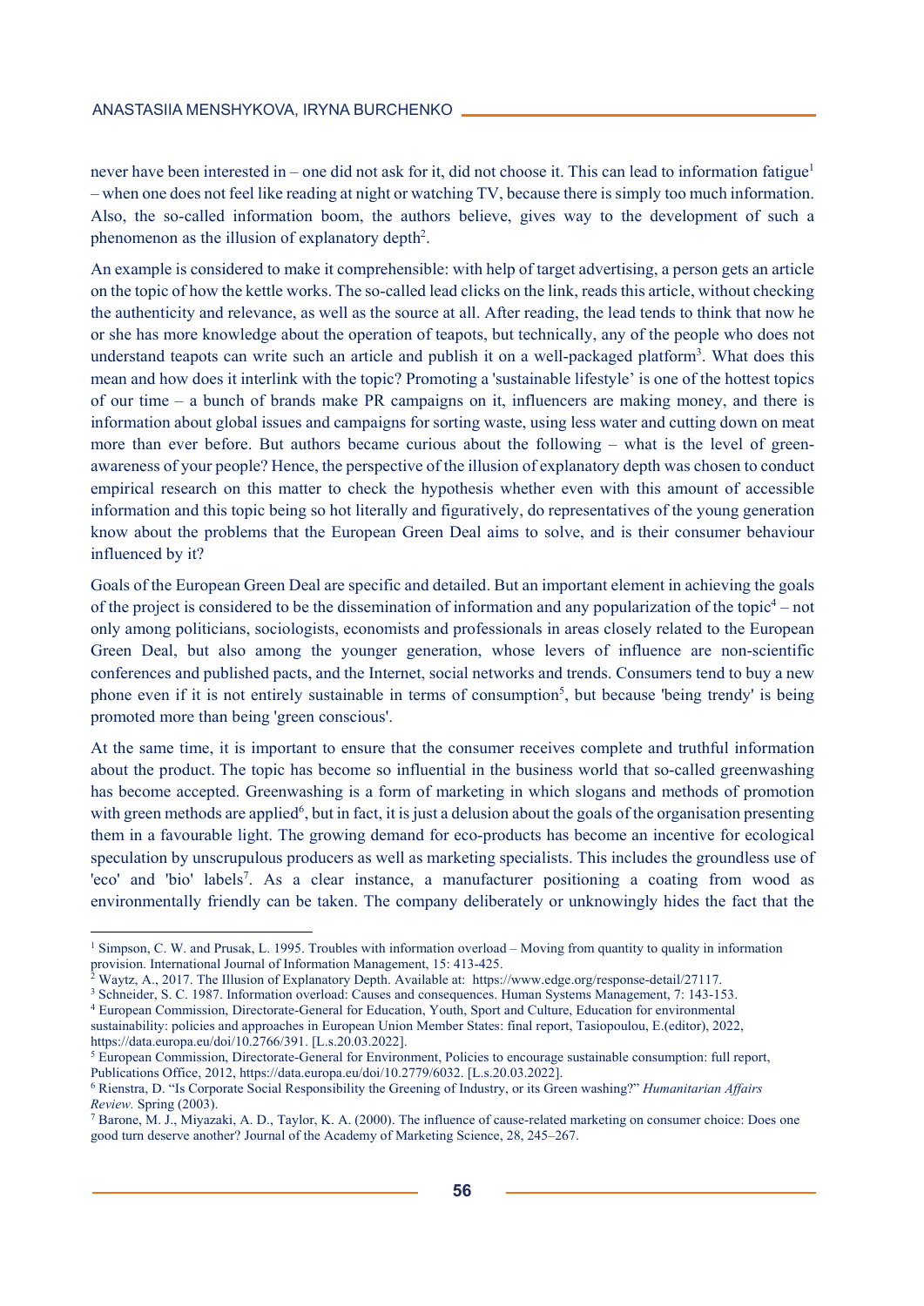never have been interested in – one did not ask for it, did not choose it. This can lead to information fatigue[1] – when one does not feel like reading at night or watching TV, because there is simply too much information. Also, the so-called information boom, the authors believe, gives way to the development of such a phenomenon as the illusion of explanatory depth[2].

An example is considered to make it comprehensible: with help of target advertising, a person gets an article on the topic of how the kettle works. The so-called lead clicks on the link, reads this article, without checking the authenticity and relevance, as well as the source at all. After reading, the lead tends to think that now he or she has more knowledge about the operation of teapots, but technically, any of the people who does not understand teapots can write such an article and publish it on a well-packaged platform[3]. What does this mean and how does it interlink with the topic? Promoting a 'sustainable lifestyle' is one of the hottest topics of our time – a bunch of brands make PR campaigns on it, influencers are making money, and there is information about global issues and campaigns for sorting waste, using less water and cutting down on meat more than ever before. But authors became curious about the following – what is the level of green-awareness of your people? Hence, the perspective of the illusion of explanatory depth was chosen to conduct empirical research on this matter to check the hypothesis whether even with this amount of accessible information and this topic being so hot literally and figuratively, do representatives of the young generation know about the problems that the European Green Deal aims to solve, and is their consumer behaviour influenced by it?

Goals of the European Green Deal are specific and detailed. But an important element in achieving the goals of the project is considered to be the dissemination of information and any popularization of the topic[4] – not only among politicians, sociologists, economists and professionals in areas closely related to the European Green Deal, but also among the younger generation, whose levers of influence are non-scientific conferences and published pacts, and the Internet, social networks and trends. Consumers tend to buy a new phone even if it is not entirely sustainable in terms of consumption[5], but because 'being trendy' is being promoted more than being 'green conscious'.

At the same time, it is important to ensure that the consumer receives complete and truthful information about the product. The topic has become so influential in the business world that so-called greenwashing has become accepted. Greenwashing is a form of marketing in which slogans and methods of promotion with green methods are applied[6], but in fact, it is just a delusion about the goals of the organisation presenting them in a favourable light. The growing demand for eco-products has become an incentive for ecological speculation by unscrupulous producers as well as marketing specialists. This includes the groundless use of 'eco' and 'bio' labels[7]. As a clear instance, a manufacturer positioning a coating from wood as environmentally friendly can be taken. The company deliberately or unknowingly hides the fact that the

---

[1] Simpson, C. W. and Prusak, L. 1995. Troubles with information overload – Moving from quantity to quality in information provision. International Journal of Information Management, 15: 413-425.

[2] Waytz, A., 2017. The Illusion of Explanatory Depth. Available at: https://www.edge.org/response-detail/27117.

[3] Schneider, S. C. 1987. Information overload: Causes and consequences. Human Systems Management, 7: 143-153.

[4] European Commission, Directorate-General for Education, Youth, Sport and Culture, Education for environmental sustainability: policies and approaches in European Union Member States: final report, Tasiopoulou, E.(editor), 2022, https://data.europa.eu/doi/10.2766/391. [L.s.20.03.2022].

[5] European Commission, Directorate-General for Environment, Policies to encourage sustainable consumption: full report, Publications Office, 2012, https://data.europa.eu/doi/10.2779/6032. [L.s.20.03.2022].

[6] Rienstra, D. "Is Corporate Social Responsibility the Greening of Industry, or its Green washing?" *Humanitarian Affairs Review.* Spring (2003).

[7] Barone, M. J., Miyazaki, A. D., Taylor, K. A. (2000). The influence of cause-related marketing on consumer choice: Does one good turn deserve another? Journal of the Academy of Marketing Science, 28, 245–267.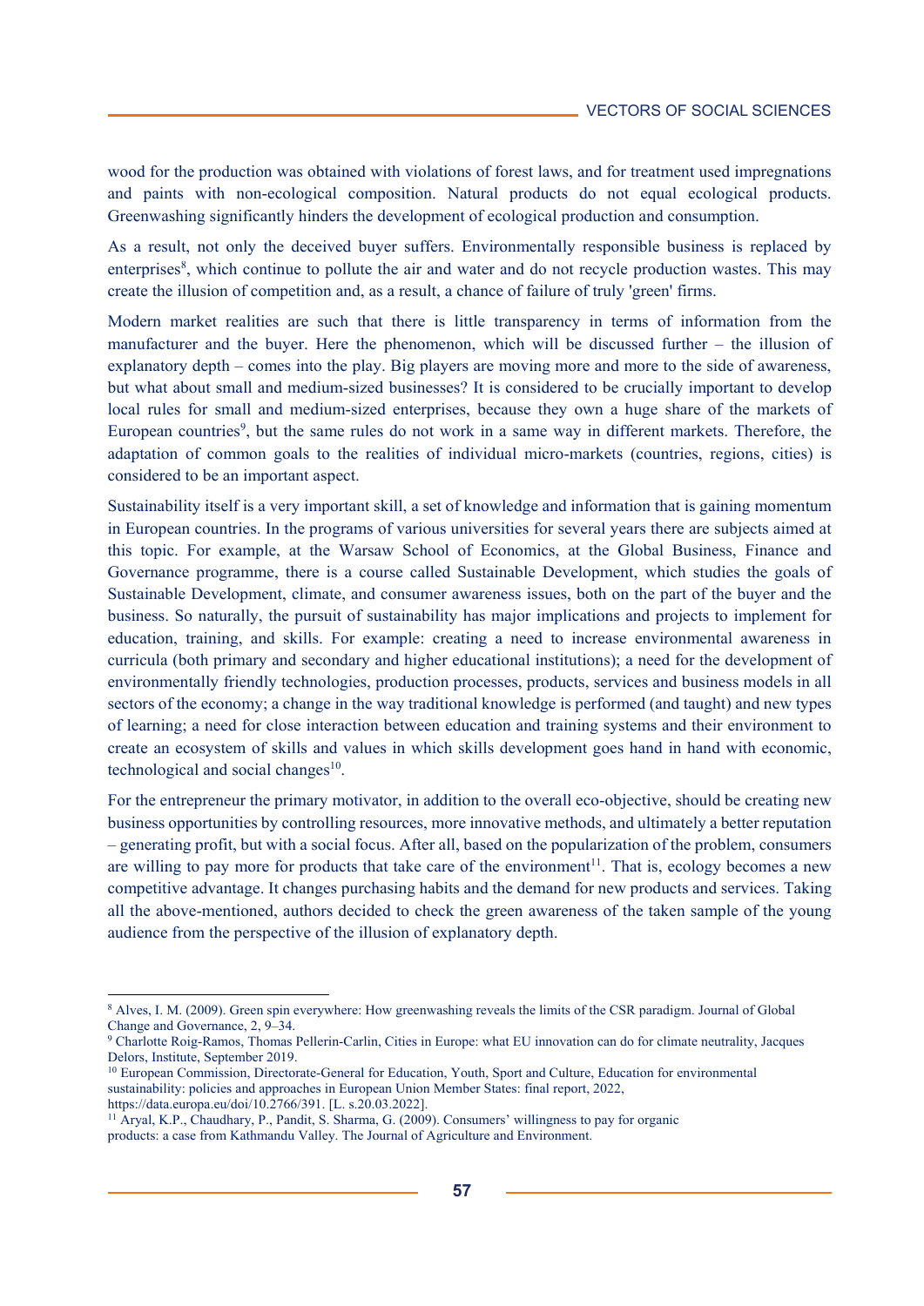wood for the production was obtained with violations of forest laws, and for treatment used impregnations and paints with non-ecological composition. Natural products do not equal ecological products. Greenwashing significantly hinders the development of ecological production and consumption.

As a result, not only the deceived buyer suffers. Environmentally responsible business is replaced by enterprises[8], which continue to pollute the air and water and do not recycle production wastes. This may create the illusion of competition and, as a result, a chance of failure of truly 'green' firms.

Modern market realities are such that there is little transparency in terms of information from the manufacturer and the buyer. Here the phenomenon, which will be discussed further – the illusion of explanatory depth – comes into the play. Big players are moving more and more to the side of awareness, but what about small and medium-sized businesses? It is considered to be crucially important to develop local rules for small and medium-sized enterprises, because they own a huge share of the markets of European countries[9], but the same rules do not work in a same way in different markets. Therefore, the adaptation of common goals to the realities of individual micro-markets (countries, regions, cities) is considered to be an important aspect.

Sustainability itself is a very important skill, a set of knowledge and information that is gaining momentum in European countries. In the programs of various universities for several years there are subjects aimed at this topic. For example, at the Warsaw School of Economics, at the Global Business, Finance and Governance programme, there is a course called Sustainable Development, which studies the goals of Sustainable Development, climate, and consumer awareness issues, both on the part of the buyer and the business. So naturally, the pursuit of sustainability has major implications and projects to implement for education, training, and skills. For example: creating a need to increase environmental awareness in curricula (both primary and secondary and higher educational institutions); a need for the development of environmentally friendly technologies, production processes, products, services and business models in all sectors of the economy; a change in the way traditional knowledge is performed (and taught) and new types of learning; a need for close interaction between education and training systems and their environment to create an ecosystem of skills and values in which skills development goes hand in hand with economic, technological and social changes[10].

For the entrepreneur the primary motivator, in addition to the overall eco-objective, should be creating new business opportunities by controlling resources, more innovative methods, and ultimately a better reputation – generating profit, but with a social focus. After all, based on the popularization of the problem, consumers are willing to pay more for products that take care of the environment[11]. That is, ecology becomes a new competitive advantage. It changes purchasing habits and the demand for new products and services. Taking all the above-mentioned, authors decided to check the green awareness of the taken sample of the young audience from the perspective of the illusion of explanatory depth.

---

[8] Alves, I. M. (2009). Green spin everywhere: How greenwashing reveals the limits of the CSR paradigm. Journal of Global Change and Governance, 2, 9–34.

[9] Charlotte Roig-Ramos, Thomas Pellerin-Carlin, Cities in Europe: what EU innovation can do for climate neutrality, Jacques Delors, Institute, September 2019.

[10] European Commission, Directorate-General for Education, Youth, Sport and Culture, Education for environmental sustainability: policies and approaches in European Union Member States: final report, 2022, https://data.europa.eu/doi/10.2766/391. [L. s.20.03.2022].

[11] Aryal, K.P., Chaudhary, P., Pandit, S. Sharma, G. (2009). Consumers' willingness to pay for organic products: a case from Kathmandu Valley. The Journal of Agriculture and Environment.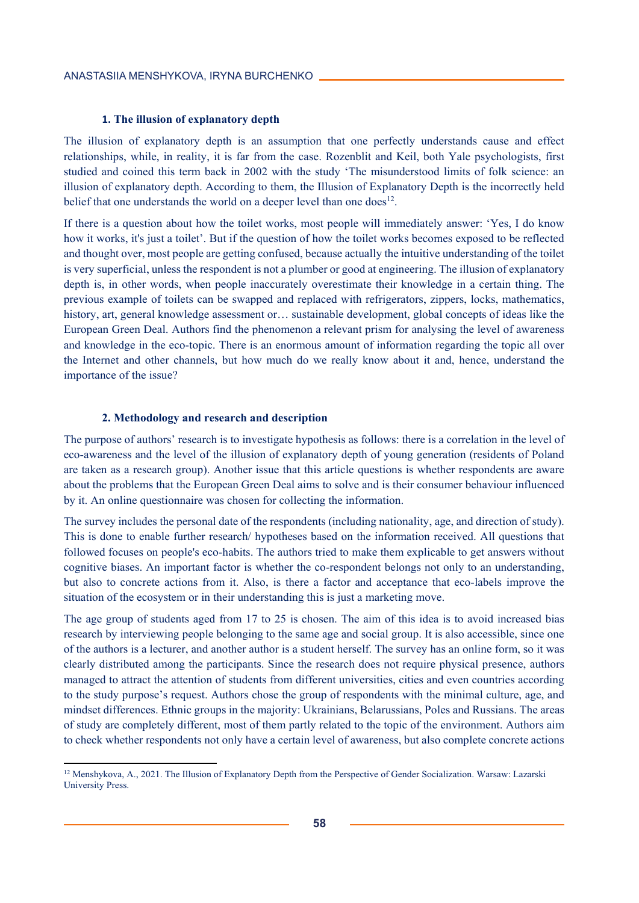### 1. The illusion of explanatory depth

The illusion of explanatory depth is an assumption that one perfectly understands cause and effect relationships, while, in reality, it is far from the case. Rozenblit and Keil, both Yale psychologists, first studied and coined this term back in 2002 with the study 'The misunderstood limits of folk science: an illusion of explanatory depth. According to them, the Illusion of Explanatory Depth is the incorrectly held belief that one understands the world on a deeper level than one does[12].

If there is a question about how the toilet works, most people will immediately answer: 'Yes, I do know how it works, it's just a toilet'. But if the question of how the toilet works becomes exposed to be reflected and thought over, most people are getting confused, because actually the intuitive understanding of the toilet is very superficial, unless the respondent is not a plumber or good at engineering. The illusion of explanatory depth is, in other words, when people inaccurately overestimate their knowledge in a certain thing. The previous example of toilets can be swapped and replaced with refrigerators, zippers, locks, mathematics, history, art, general knowledge assessment or… sustainable development, global concepts of ideas like the European Green Deal. Authors find the phenomenon a relevant prism for analysing the level of awareness and knowledge in the eco-topic. There is an enormous amount of information regarding the topic all over the Internet and other channels, but how much do we really know about it and, hence, understand the importance of the issue?

### 2. Methodology and research and description

The purpose of authors' research is to investigate hypothesis as follows: there is a correlation in the level of eco-awareness and the level of the illusion of explanatory depth of young generation (residents of Poland are taken as a research group). Another issue that this article questions is whether respondents are aware about the problems that the European Green Deal aims to solve and is their consumer behaviour influenced by it. An online questionnaire was chosen for collecting the information.

The survey includes the personal date of the respondents (including nationality, age, and direction of study). This is done to enable further research/ hypotheses based on the information received. All questions that followed focuses on people's eco-habits. The authors tried to make them explicable to get answers without cognitive biases. An important factor is whether the co-respondent belongs not only to an understanding, but also to concrete actions from it. Also, is there a factor and acceptance that eco-labels improve the situation of the ecosystem or in their understanding this is just a marketing move.

The age group of students aged from 17 to 25 is chosen. The aim of this idea is to avoid increased bias research by interviewing people belonging to the same age and social group. It is also accessible, since one of the authors is a lecturer, and another author is a student herself. The survey has an online form, so it was clearly distributed among the participants. Since the research does not require physical presence, authors managed to attract the attention of students from different universities, cities and even countries according to the study purpose's request. Authors chose the group of respondents with the minimal culture, age, and mindset differences. Ethnic groups in the majority: Ukrainians, Belarussians, Poles and Russians. The areas of study are completely different, most of them partly related to the topic of the environment. Authors aim to check whether respondents not only have a certain level of awareness, but also complete concrete actions

[12] Menshykova, A., 2021. The Illusion of Explanatory Depth from the Perspective of Gender Socialization. Warsaw: Lazarski University Press.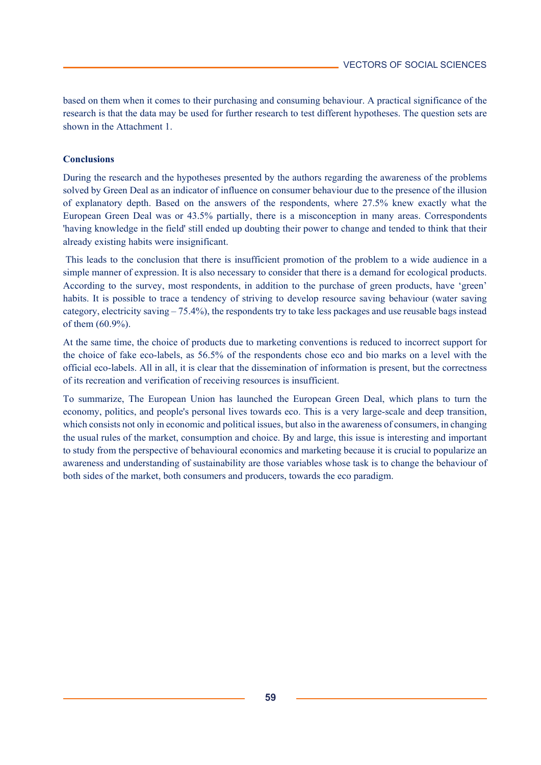based on them when it comes to their purchasing and consuming behaviour. A practical significance of the research is that the data may be used for further research to test different hypotheses. The question sets are shown in the Attachment 1.

**Conclusions**

During the research and the hypotheses presented by the authors regarding the awareness of the problems solved by Green Deal as an indicator of influence on consumer behaviour due to the presence of the illusion of explanatory depth. Based on the answers of the respondents, where 27.5% knew exactly what the European Green Deal was or 43.5% partially, there is a misconception in many areas. Correspondents 'having knowledge in the field' still ended up doubting their power to change and tended to think that their already existing habits were insignificant.

This leads to the conclusion that there is insufficient promotion of the problem to a wide audience in a simple manner of expression. It is also necessary to consider that there is a demand for ecological products. According to the survey, most respondents, in addition to the purchase of green products, have 'green' habits. It is possible to trace a tendency of striving to develop resource saving behaviour (water saving category, electricity saving – 75.4%), the respondents try to take less packages and use reusable bags instead of them (60.9%).

At the same time, the choice of products due to marketing conventions is reduced to incorrect support for the choice of fake eco-labels, as 56.5% of the respondents chose eco and bio marks on a level with the official eco-labels. All in all, it is clear that the dissemination of information is present, but the correctness of its recreation and verification of receiving resources is insufficient.

To summarize, The European Union has launched the European Green Deal, which plans to turn the economy, politics, and people's personal lives towards eco. This is a very large-scale and deep transition, which consists not only in economic and political issues, but also in the awareness of consumers, in changing the usual rules of the market, consumption and choice. By and large, this issue is interesting and important to study from the perspective of behavioural economics and marketing because it is crucial to popularize an awareness and understanding of sustainability are those variables whose task is to change the behaviour of both sides of the market, both consumers and producers, towards the eco paradigm.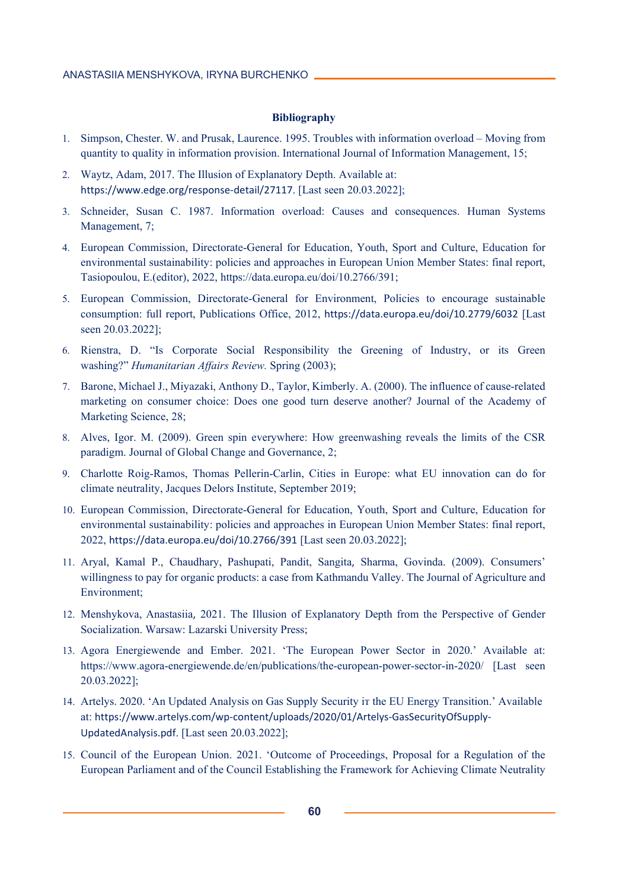**Bibliography**

1. Simpson, Chester. W. and Prusak, Laurence. 1995. Troubles with information overload – Moving from quantity to quality in information provision. International Journal of Information Management, 15;
2. Waytz, Adam, 2017. The Illusion of Explanatory Depth. Available at: https://www.edge.org/response-detail/27117. [Last seen 20.03.2022];
3. Schneider, Susan C. 1987. Information overload: Causes and consequences. Human Systems Management, 7;
4. European Commission, Directorate-General for Education, Youth, Sport and Culture, Education for environmental sustainability: policies and approaches in European Union Member States: final report, Tasiopoulou, E.(editor), 2022, https://data.europa.eu/doi/10.2766/391;
5. European Commission, Directorate-General for Environment, Policies to encourage sustainable consumption: full report, Publications Office, 2012, https://data.europa.eu/doi/10.2779/6032 [Last seen 20.03.2022];
6. Rienstra, D. "Is Corporate Social Responsibility the Greening of Industry, or its Green washing?" *Humanitarian Affairs Review.* Spring (2003);
7. Barone, Michael J., Miyazaki, Anthony D., Taylor, Kimberly. A. (2000). The influence of cause-related marketing on consumer choice: Does one good turn deserve another? Journal of the Academy of Marketing Science, 28;
8. Alves, Igor. M. (2009). Green spin everywhere: How greenwashing reveals the limits of the CSR paradigm. Journal of Global Change and Governance, 2;
9. Charlotte Roig-Ramos, Thomas Pellerin-Carlin, Cities in Europe: what EU innovation can do for climate neutrality, Jacques Delors Institute, September 2019;
10. European Commission, Directorate-General for Education, Youth, Sport and Culture, Education for environmental sustainability: policies and approaches in European Union Member States: final report, 2022, https://data.europa.eu/doi/10.2766/391 [Last seen 20.03.2022];
11. Aryal, Kamal P., Chaudhary, Pashupati, Pandit, Sangita, Sharma, Govinda. (2009). Consumers' willingness to pay for organic products: a case from Kathmandu Valley. The Journal of Agriculture and Environment;
12. Menshykova, Anastasiia, 2021. The Illusion of Explanatory Depth from the Perspective of Gender Socialization. Warsaw: Lazarski University Press;
13. Agora Energiewende and Ember. 2021. 'The European Power Sector in 2020.' Available at: https://www.agora-energiewende.de/en/publications/the-european-power-sector-in-2020/ [Last seen 20.03.2022];
14. Artelys. 2020. 'An Updated Analysis on Gas Supply Security ir the EU Energy Transition.' Available at: https://www.artelys.com/wp-content/uploads/2020/01/Artelys-GasSecurityOfSupply-UpdatedAnalysis.pdf. [Last seen 20.03.2022];
15. Council of the European Union. 2021. 'Outcome of Proceedings, Proposal for a Regulation of the European Parliament and of the Council Establishing the Framework for Achieving Climate Neutrality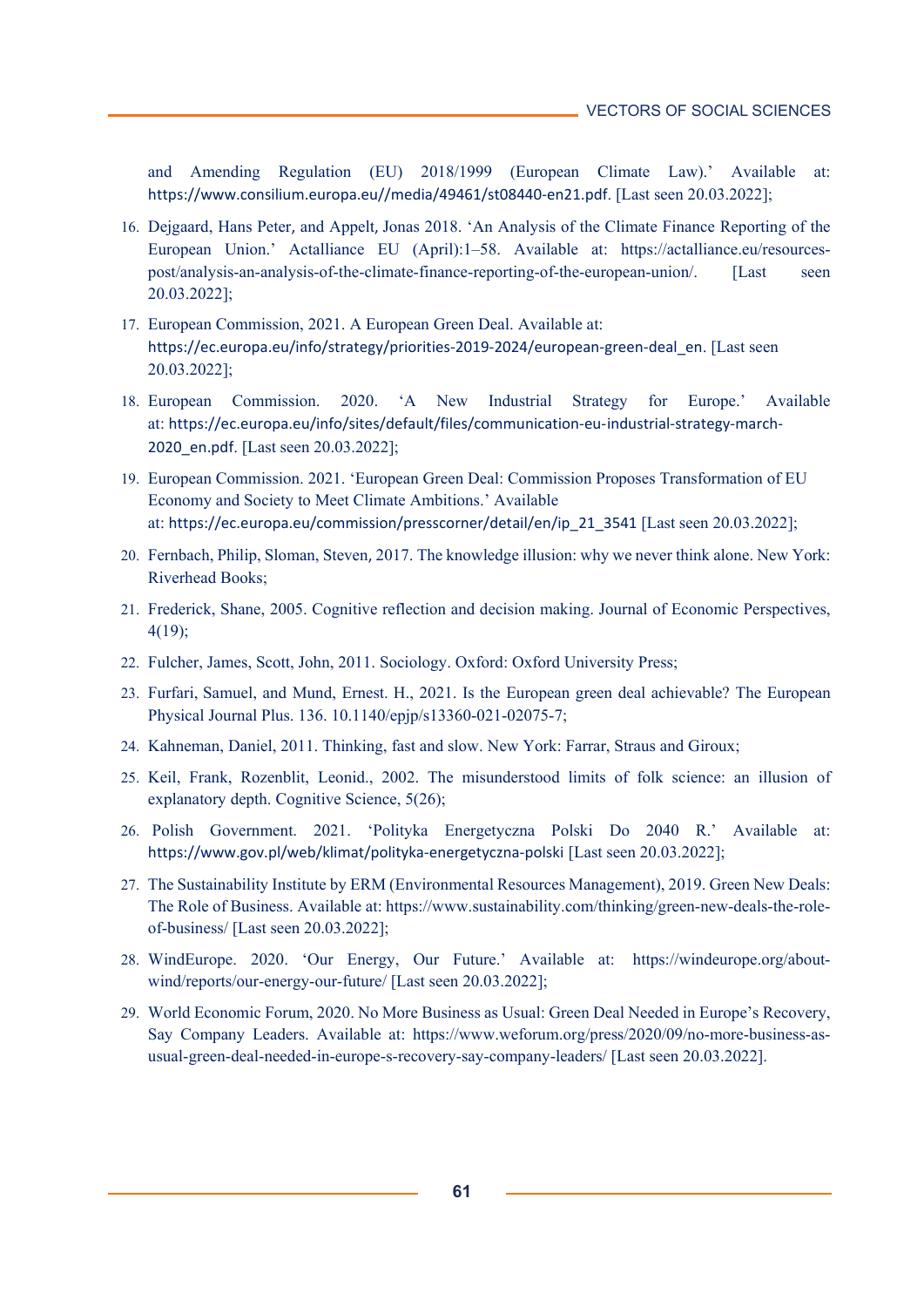and Amending Regulation (EU) 2018/1999 (European Climate Law).' Available at: https://www.consilium.europa.eu//media/49461/st08440-en21.pdf. [Last seen 20.03.2022];

16. Dejgaard, Hans Peter, and Appelt, Jonas 2018. 'An Analysis of the Climate Finance Reporting of the European Union.' Actalliance EU (April):1–58. Available at: https://actalliance.eu/resources-post/analysis-an-analysis-of-the-climate-finance-reporting-of-the-european-union/. [Last seen 20.03.2022];
17. European Commission, 2021. A European Green Deal. Available at: https://ec.europa.eu/info/strategy/priorities-2019-2024/european-green-deal_en. [Last seen 20.03.2022];
18. European Commission. 2020. 'A New Industrial Strategy for Europe.' Available at: https://ec.europa.eu/info/sites/default/files/communication-eu-industrial-strategy-march-2020_en.pdf. [Last seen 20.03.2022];
19. European Commission. 2021. 'European Green Deal: Commission Proposes Transformation of EU Economy and Society to Meet Climate Ambitions.' Available at: https://ec.europa.eu/commission/presscorner/detail/en/ip_21_3541 [Last seen 20.03.2022];
20. Fernbach, Philip, Sloman, Steven, 2017. The knowledge illusion: why we never think alone. New York: Riverhead Books;
21. Frederick, Shane, 2005. Cognitive reflection and decision making. Journal of Economic Perspectives, 4(19);
22. Fulcher, James, Scott, John, 2011. Sociology. Oxford: Oxford University Press;
23. Furfari, Samuel, and Mund, Ernest. H., 2021. Is the European green deal achievable? The European Physical Journal Plus. 136. 10.1140/epjp/s13360-021-02075-7;
24. Kahneman, Daniel, 2011. Thinking, fast and slow. New York: Farrar, Straus and Giroux;
25. Keil, Frank, Rozenblit, Leonid., 2002. The misunderstood limits of folk science: an illusion of explanatory depth. Cognitive Science, 5(26);
26. Polish Government. 2021. 'Polityka Energetyczna Polski Do 2040 R.' Available at: https://www.gov.pl/web/klimat/polityka-energetyczna-polski [Last seen 20.03.2022];
27. The Sustainability Institute by ERM (Environmental Resources Management), 2019. Green New Deals: The Role of Business. Available at: https://www.sustainability.com/thinking/green-new-deals-the-role-of-business/ [Last seen 20.03.2022];
28. WindEurope. 2020. 'Our Energy, Our Future.' Available at: https://windeurope.org/about-wind/reports/our-energy-our-future/ [Last seen 20.03.2022];
29. World Economic Forum, 2020. No More Business as Usual: Green Deal Needed in Europe's Recovery, Say Company Leaders. Available at: https://www.weforum.org/press/2020/09/no-more-business-as-usual-green-deal-needed-in-europe-s-recovery-say-company-leaders/ [Last seen 20.03.2022].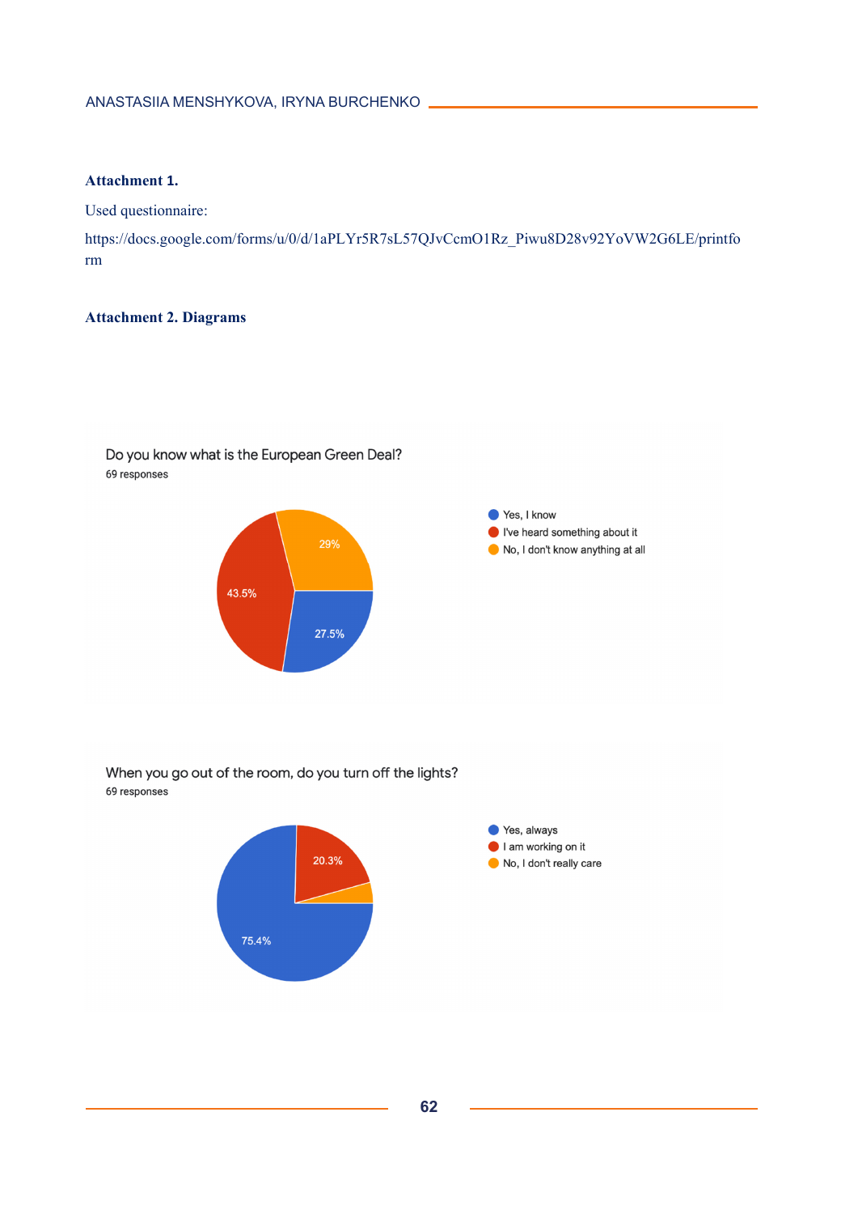**Attachment 1.**

Used questionnaire:

https://docs.google.com/forms/u/0/d/1aPLYr5R7sL57QJvCcmO1Rz_Piwu8D28v92YoVW2G6LE/printform

**Attachment 2. Diagrams**

Do you know what is the European Green Deal?
69 responses

- Yes, I know — 27.5%
- I've heard something about it — 43.5%
- No, I don't know anything at all — 29%

When you go out of the room, do you turn off the lights?
69 responses

- Yes, always — 75.4%
- I am working on it — 20.3%
- No, I don't really care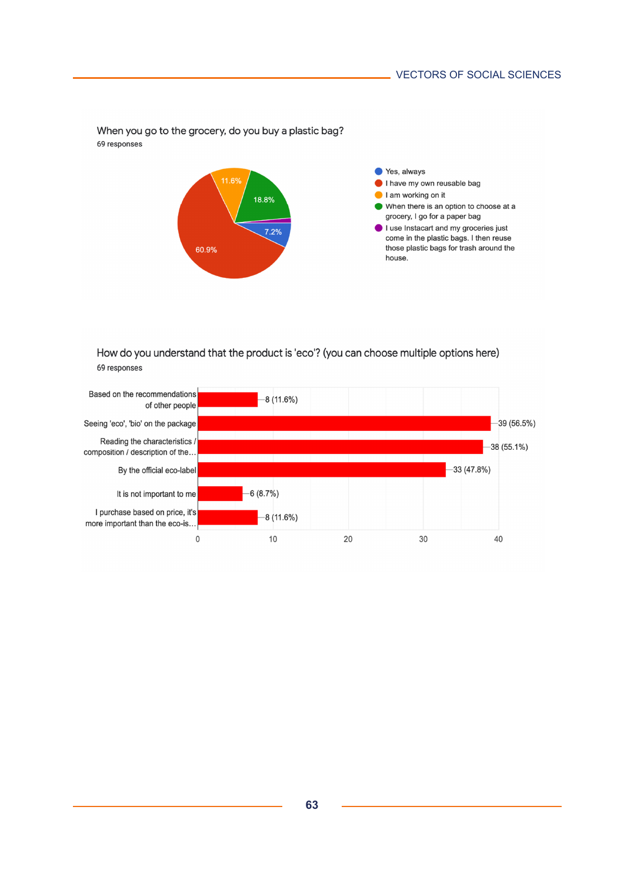When you go to the grocery, do you buy a plastic bag?

69 responses

11.6%
18.8%
7.2%
60.9%

- Yes, always
- I have my own reusable bag
- I am working on it
- When there is an option to choose at a grocery, I go for a paper bag
- I use Instacart and my groceries just come in the plastic bags. I then reuse those plastic bags for trash around the house.

How do you understand that the product is 'eco'? (you can choose multiple options here)

69 responses

Based on the recommendations of other people — 8 (11.6%)

Seeing 'eco', 'bio' on the package — 39 (56.5%)

Reading the characteristics / composition / description of the… — 38 (55.1%)

By the official eco-label — 33 (47.8%)

It is not important to me — 6 (8.7%)

I purchase based on price, it's more important than the eco-is… — 8 (11.6%)

0 10 20 30 40